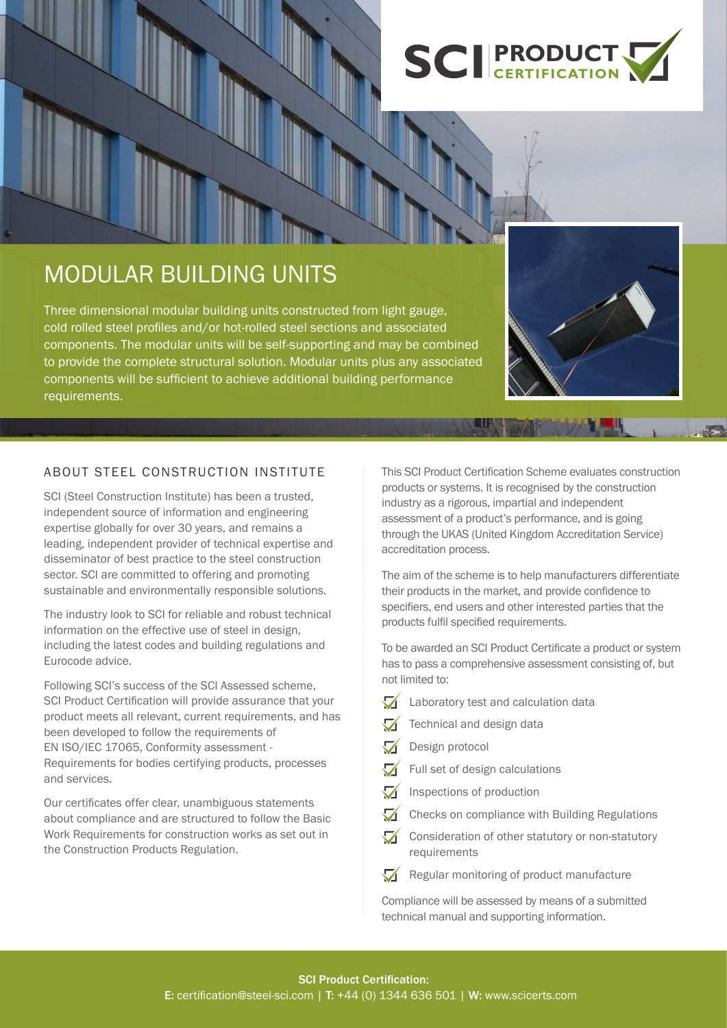SCI PRODUCT CERTIFICATION

# MODULAR BUILDING UNITS

Three dimensional modular building units constructed from light gauge, cold rolled steel profiles and/or hot-rolled steel sections and associated components. The modular units will be self-supporting and may be combined to provide the complete structural solution. Modular units plus any associated components will be sufficient to achieve additional building performance requirements.

## ABOUT STEEL CONSTRUCTION INSTITUTE

SCI (Steel Construction Institute) has been a trusted, independent source of information and engineering expertise globally for over 30 years, and remains a leading, independent provider of technical expertise and disseminator of best practice to the steel construction sector. SCI are committed to offering and promoting sustainable and environmentally responsible solutions.

The industry look to SCI for reliable and robust technical information on the effective use of steel in design, including the latest codes and building regulations and Eurocode advice.

Following SCI's success of the SCI Assessed scheme, SCI Product Certification will provide assurance that your product meets all relevant, current requirements, and has been developed to follow the requirements of EN ISO/IEC 17065, Conformity assessment - Requirements for bodies certifying products, processes and services.

Our certificates offer clear, unambiguous statements about compliance and are structured to follow the Basic Work Requirements for construction works as set out in the Construction Products Regulation.

This SCI Product Certification Scheme evaluates construction products or systems. It is recognised by the construction industry as a rigorous, impartial and independent assessment of a product's performance, and is going through the UKAS (United Kingdom Accreditation Service) accreditation process.

The aim of the scheme is to help manufacturers differentiate their products in the market, and provide confidence to specifiers, end users and other interested parties that the products fulfil specified requirements.

To be awarded an SCI Product Certificate a product or system has to pass a comprehensive assessment consisting of, but not limited to:

- Laboratory test and calculation data
- Technical and design data
- Design protocol
- Full set of design calculations
- Inspections of production
- Checks on compliance with Building Regulations
- Consideration of other statutory or non-statutory requirements
- Regular monitoring of product manufacture

Compliance will be assessed by means of a submitted technical manual and supporting information.

**SCI Product Certification:**
**E:** certification@steel-sci.com | **T:** +44 (0) 1344 636 501 | **W:** www.scicerts.com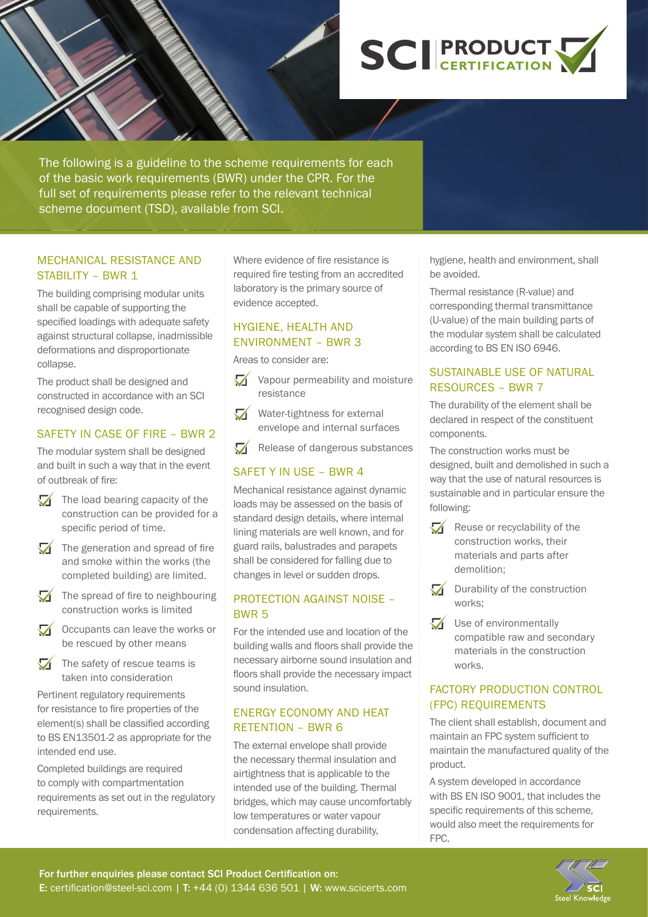The following is a guideline to the scheme requirements for each of the basic work requirements (BWR) under the CPR. For the full set of requirements please refer to the relevant technical scheme document (TSD), available from SCI.

## MECHANICAL RESISTANCE AND STABILITY – BWR 1

The building comprising modular units shall be capable of supporting the specified loadings with adequate safety against structural collapse, inadmissible deformations and disproportionate collapse.

The product shall be designed and constructed in accordance with an SCI recognised design code.

## SAFETY IN CASE OF FIRE – BWR 2

The modular system shall be designed and built in such a way that in the event of outbreak of fire:

- The load bearing capacity of the construction can be provided for a specific period of time.
- The generation and spread of fire and smoke within the works (the completed building) are limited.
- The spread of fire to neighbouring construction works is limited
- Occupants can leave the works or be rescued by other means
- The safety of rescue teams is taken into consideration

Pertinent regulatory requirements for resistance to fire properties of the element(s) shall be classified according to BS EN13501-2 as appropriate for the intended end use.

Completed buildings are required to comply with compartmentation requirements as set out in the regulatory requirements.

Where evidence of fire resistance is required fire testing from an accredited laboratory is the primary source of evidence accepted.

## HYGIENE, HEALTH AND ENVIRONMENT – BWR 3

Areas to consider are:

- Vapour permeability and moisture resistance
- Water-tightness for external envelope and internal surfaces
- Release of dangerous substances

## SAFET Y IN USE – BWR 4

Mechanical resistance against dynamic loads may be assessed on the basis of standard design details, where internal lining materials are well known, and for guard rails, balustrades and parapets shall be considered for falling due to changes in level or sudden drops.

## PROTECTION AGAINST NOISE – BWR 5

For the intended use and location of the building walls and floors shall provide the necessary airborne sound insulation and floors shall provide the necessary impact sound insulation.

## ENERGY ECONOMY AND HEAT RETENTION – BWR 6

The external envelope shall provide the necessary thermal insulation and airtightness that is applicable to the intended use of the building. Thermal bridges, which may cause uncomfortably low temperatures or water vapour condensation affecting durability, hygiene, health and environment, shall be avoided.

Thermal resistance (R-value) and corresponding thermal transmittance (U-value) of the main building parts of the modular system shall be calculated according to BS EN ISO 6946.

## SUSTAINABLE USE OF NATURAL RESOURCES – BWR 7

The durability of the element shall be declared in respect of the constituent components.

The construction works must be designed, built and demolished in such a way that the use of natural resources is sustainable and in particular ensure the following:

- Reuse or recyclability of the construction works, their materials and parts after demolition;
- Durability of the construction works;
- Use of environmentally compatible raw and secondary materials in the construction works.

## FACTORY PRODUCTION CONTROL (FPC) REQUIREMENTS

The client shall establish, document and maintain an FPC system sufficient to maintain the manufactured quality of the product.

A system developed in accordance with BS EN ISO 9001, that includes the specific requirements of this scheme, would also meet the requirements for FPC.

**For further enquiries please contact SCI Product Certification on:**
**E:** certification@steel-sci.com | **T:** +44 (0) 1344 636 501 | **W:** www.scicerts.com